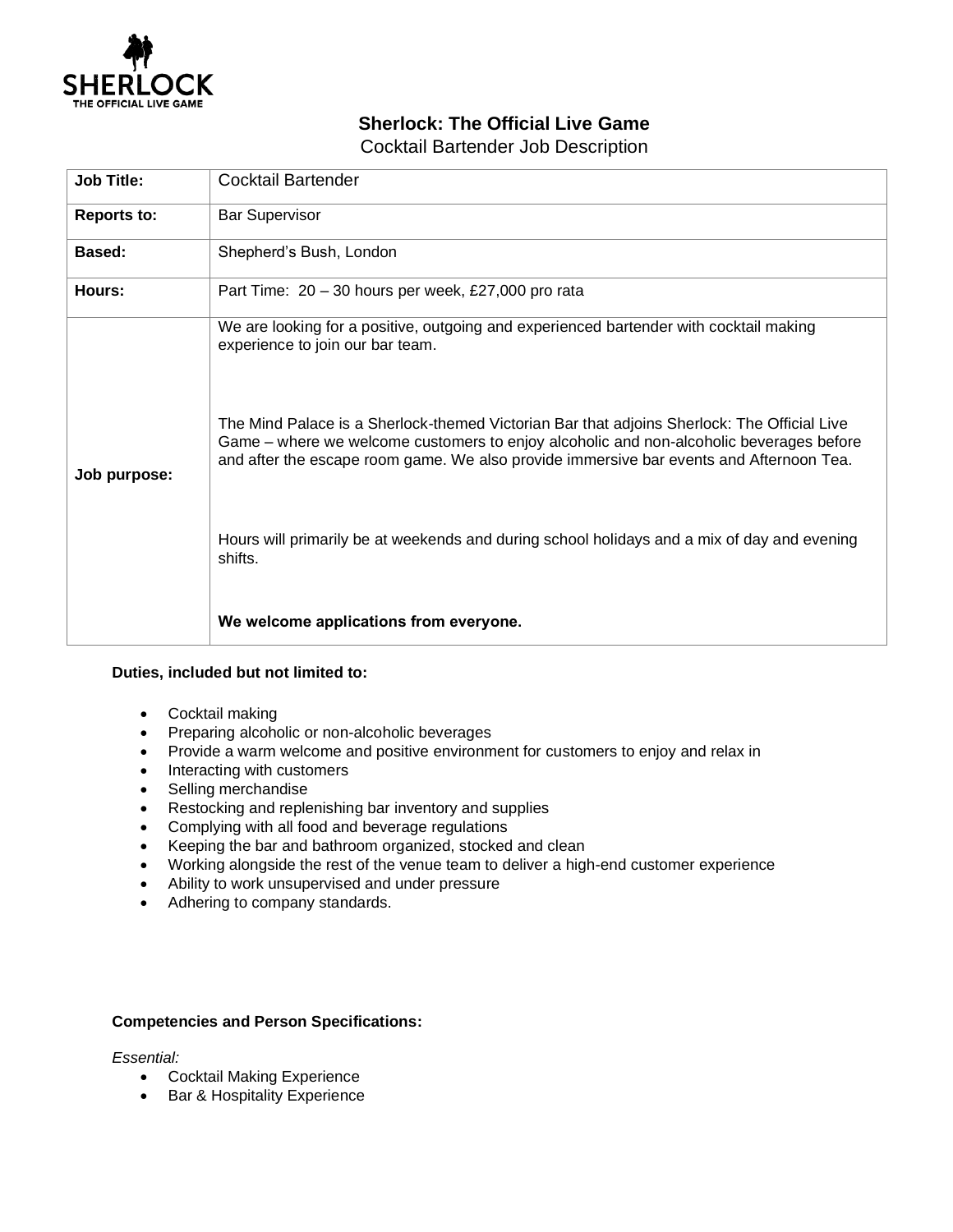# Sherlock: The Official Live Game

Cocktail Bartender Job Description

| **Job Title:** | Cocktail Bartender |
|---|---|
| **Reports to:** | Bar Supervisor |
| **Based:** | Shepherd's Bush, London |
| **Hours:** | Part Time: 20 – 30 hours per week, £27,000 pro rata |
| **Job purpose:** | We are looking for a positive, outgoing and experienced bartender with cocktail making experience to join our bar team.<br><br>The Mind Palace is a Sherlock-themed Victorian Bar that adjoins Sherlock: The Official Live Game – where we welcome customers to enjoy alcoholic and non-alcoholic beverages before and after the escape room game. We also provide immersive bar events and Afternoon Tea.<br><br>Hours will primarily be at weekends and during school holidays and a mix of day and evening shifts.<br><br>**We welcome applications from everyone.** |

**Duties, included but not limited to:**

- Cocktail making
- Preparing alcoholic or non-alcoholic beverages
- Provide a warm welcome and positive environment for customers to enjoy and relax in
- Interacting with customers
- Selling merchandise
- Restocking and replenishing bar inventory and supplies
- Complying with all food and beverage regulations
- Keeping the bar and bathroom organized, stocked and clean
- Working alongside the rest of the venue team to deliver a high-end customer experience
- Ability to work unsupervised and under pressure
- Adhering to company standards.

**Competencies and Person Specifications:**

*Essential:*

- Cocktail Making Experience
- Bar & Hospitality Experience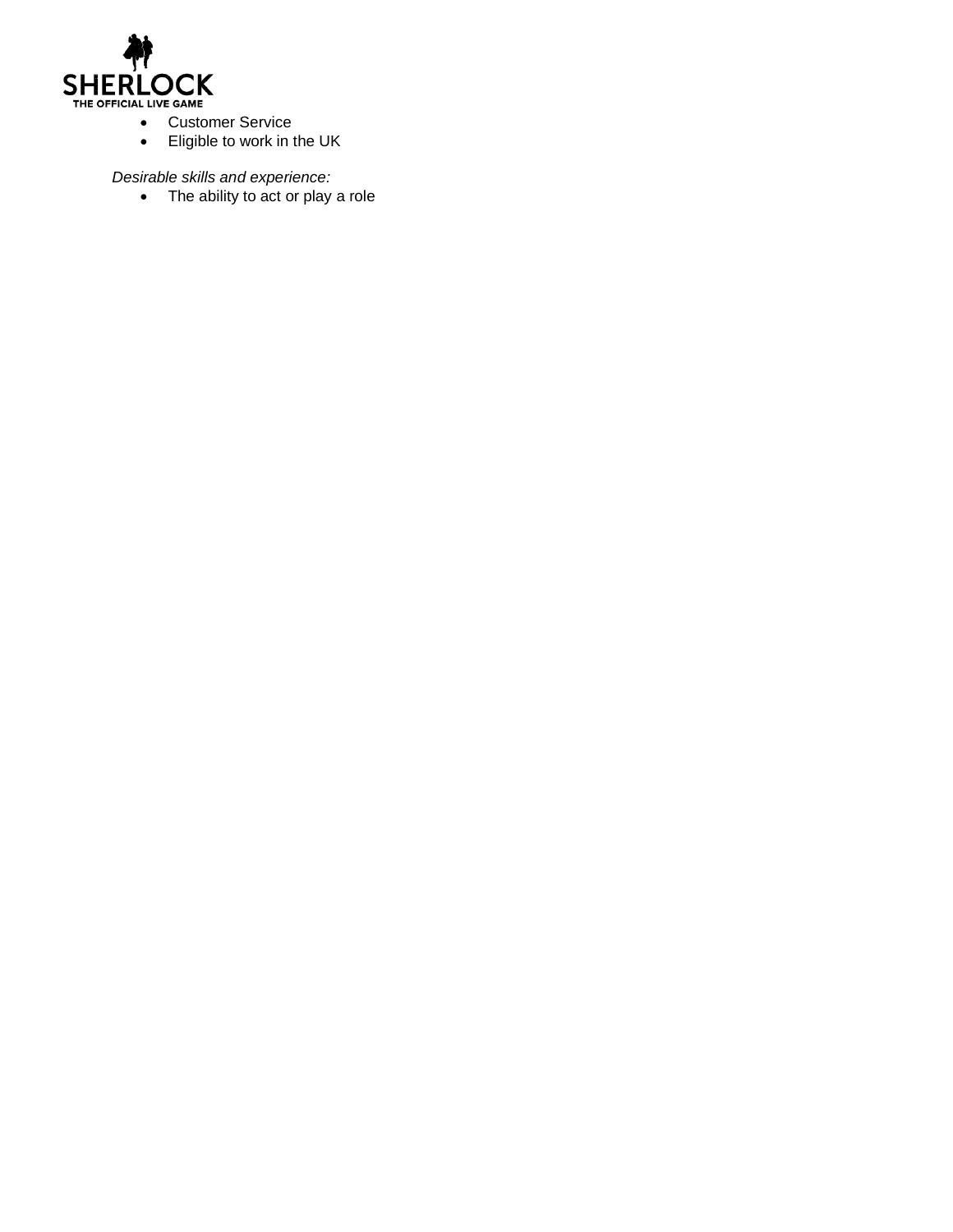- Customer Service
- Eligible to work in the UK

*Desirable skills and experience:*

- The ability to act or play a role